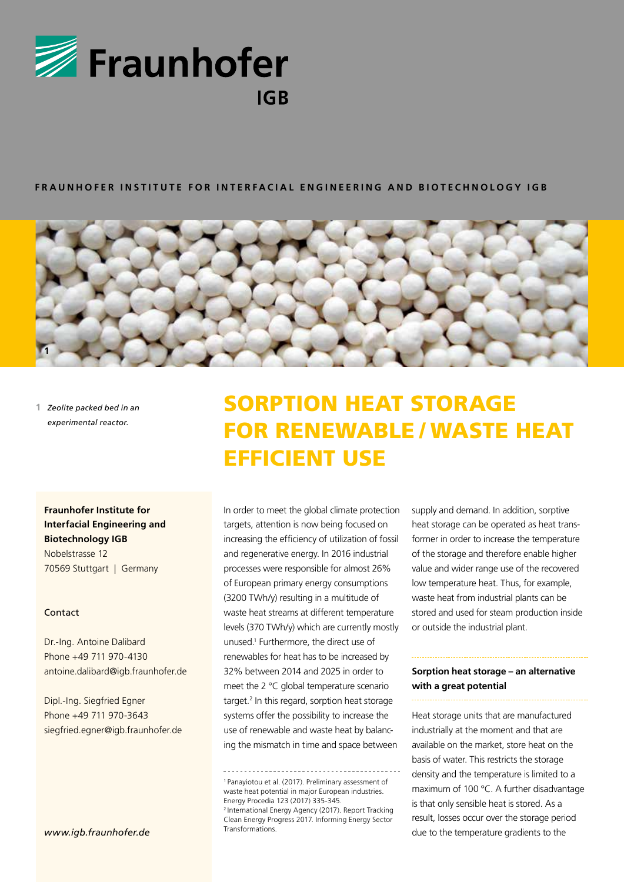# Fraunhofer IGB

**FRAUNHOFER INSTITUTE FOR INTERFACIAL ENGINEERING AND BIOTECHNOLOGY IGB**

1 *Zeolite packed bed in an experimental reactor.*

# SORPTION HEAT STORAGE FOR RENEWABLE / WASTE HEAT EFFICIENT USE

**Fraunhofer Institute for Interfacial Engineering and Biotechnology IGB**
Nobelstrasse 12
70569 Stuttgart | Germany

Contact

Dr.-Ing. Antoine Dalibard
Phone +49 711 970-4130
antoine.dalibard@igb.fraunhofer.de

Dipl.-Ing. Siegfried Egner
Phone +49 711 970-3643
siegfried.egner@igb.fraunhofer.de

*www.igb.fraunhofer.de*

In order to meet the global climate protection targets, attention is now being focused on increasing the efficiency of utilization of fossil and regenerative energy. In 2016 industrial processes were responsible for almost 26% of European primary energy consumptions (3200 TWh/y) resulting in a multitude of waste heat streams at different temperature levels (370 TWh/y) which are currently mostly unused.[1] Furthermore, the direct use of renewables for heat has to be increased by 32% between 2014 and 2025 in order to meet the 2 °C global temperature scenario target.[2] In this regard, sorption heat storage systems offer the possibility to increase the use of renewable and waste heat by balancing the mismatch in time and space between supply and demand. In addition, sorptive heat storage can be operated as heat transformer in order to increase the temperature of the storage and therefore enable higher value and wider range use of the recovered low temperature heat. Thus, for example, waste heat from industrial plants can be stored and used for steam production inside or outside the industrial plant.

[1] Panayiotou et al. (2017). Preliminary assessment of waste heat potential in major European industries. Energy Procedia 123 (2017) 335-345.
[2] International Energy Agency (2017). Report Tracking Clean Energy Progress 2017. Informing Energy Sector Transformations.

### Sorption heat storage – an alternative with a great potential

Heat storage units that are manufactured industrially at the moment and that are available on the market, store heat on the basis of water. This restricts the storage density and the temperature is limited to a maximum of 100 °C. A further disadvantage is that only sensible heat is stored. As a result, losses occur over the storage period due to the temperature gradients to the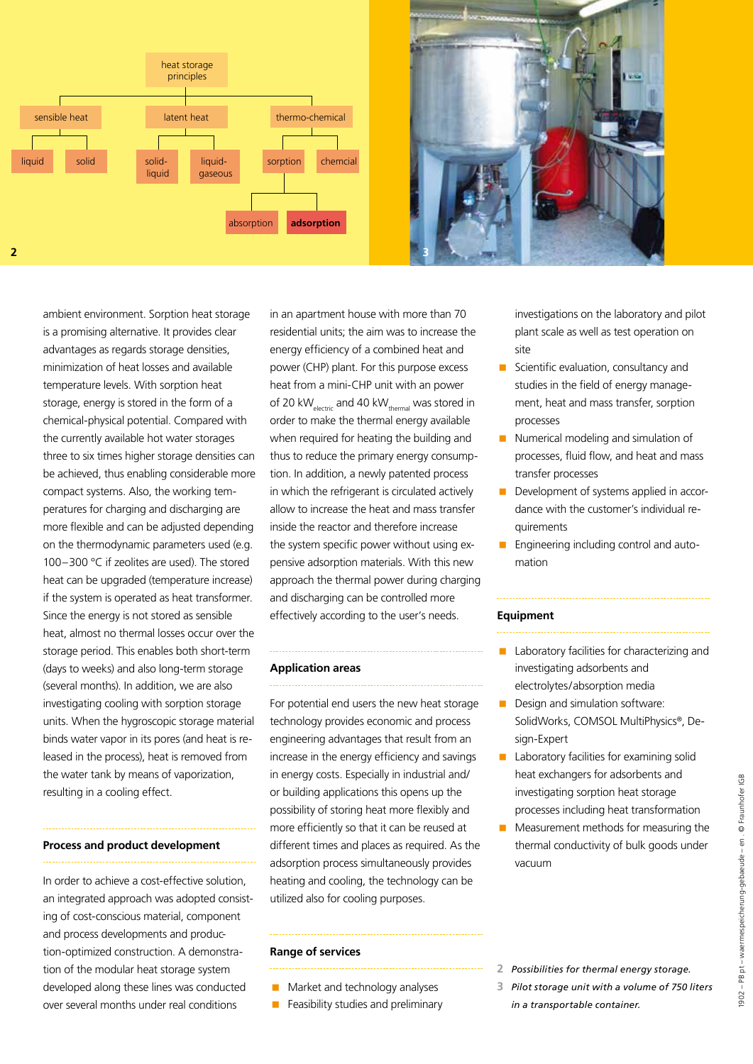heat storage principles

sensible heat

latent heat

thermo-chemical

liquid

solid

solid-liquid

liquid-gaseous

sorption

chemcial

absorption

**adsorption**

ambient environment. Sorption heat storage is a promising alternative. It provides clear advantages as regards storage densities, minimization of heat losses and available temperature levels. With sorption heat storage, energy is stored in the form of a chemical-physical potential. Compared with the currently available hot water storages three to six times higher storage densities can be achieved, thus enabling considerable more compact systems. Also, the working temperatures for charging and discharging are more flexible and can be adjusted depending on the thermodynamic parameters used (e.g. 100–300 °C if zeolites are used). The stored heat can be upgraded (temperature increase) if the system is operated as heat transformer. Since the energy is not stored as sensible heat, almost no thermal losses occur over the storage period. This enables both short-term (days to weeks) and also long-term storage (several months). In addition, we are also investigating cooling with sorption storage units. When the hygroscopic storage material binds water vapor in its pores (and heat is released in the process), heat is removed from the water tank by means of vaporization, resulting in a cooling effect.

## Process and product development

In order to achieve a cost-effective solution, an integrated approach was adopted consisting of cost-conscious material, component and process developments and production-optimized construction. A demonstration of the modular heat storage system developed along these lines was conducted over several months under real conditions in an apartment house with more than 70 residential units; the aim was to increase the energy efficiency of a combined heat and power (CHP) plant. For this purpose excess heat from a mini-CHP unit with an power of 20 $kW_{electric}$ and 40 $kW_{thermal}$ was stored in order to make the thermal energy available when required for heating the building and thus to reduce the primary energy consumption. In addition, a newly patented process in which the refrigerant is circulated actively allow to increase the heat and mass transfer inside the reactor and therefore increase the system specific power without using expensive adsorption materials. With this new approach the thermal power during charging and discharging can be controlled more effectively according to the user's needs.

## Application areas

For potential end users the new heat storage technology provides economic and process engineering advantages that result from an increase in the energy efficiency and savings in energy costs. Especially in industrial and/or building applications this opens up the possibility of storing heat more flexibly and more efficiently so that it can be reused at different times and places as required. As the adsorption process simultaneously provides heating and cooling, the technology can be utilized also for cooling purposes.

## Range of services

- Market and technology analyses
- Feasibility studies and preliminary investigations on the laboratory and pilot plant scale as well as test operation on site
- Scientific evaluation, consultancy and studies in the field of energy management, heat and mass transfer, sorption processes
- Numerical modeling and simulation of processes, fluid flow, and heat and mass transfer processes
- Development of systems applied in accordance with the customer's individual requirements
- Engineering including control and automation

## Equipment

- Laboratory facilities for characterizing and investigating adsorbents and electrolytes/absorption media
- Design and simulation software: SolidWorks, COMSOL MultiPhysics®, Design-Expert
- Laboratory facilities for examining solid heat exchangers for adsorbents and investigating sorption heat storage processes including heat transformation
- Measurement methods for measuring the thermal conductivity of bulk goods under vacuum

2 *Possibilities for thermal energy storage.*

3 *Pilot storage unit with a volume of 750 liters in a transportable container.*

1902 – PB pt – waermespeicherung-gebaeude – en . © Fraunhofer IGB